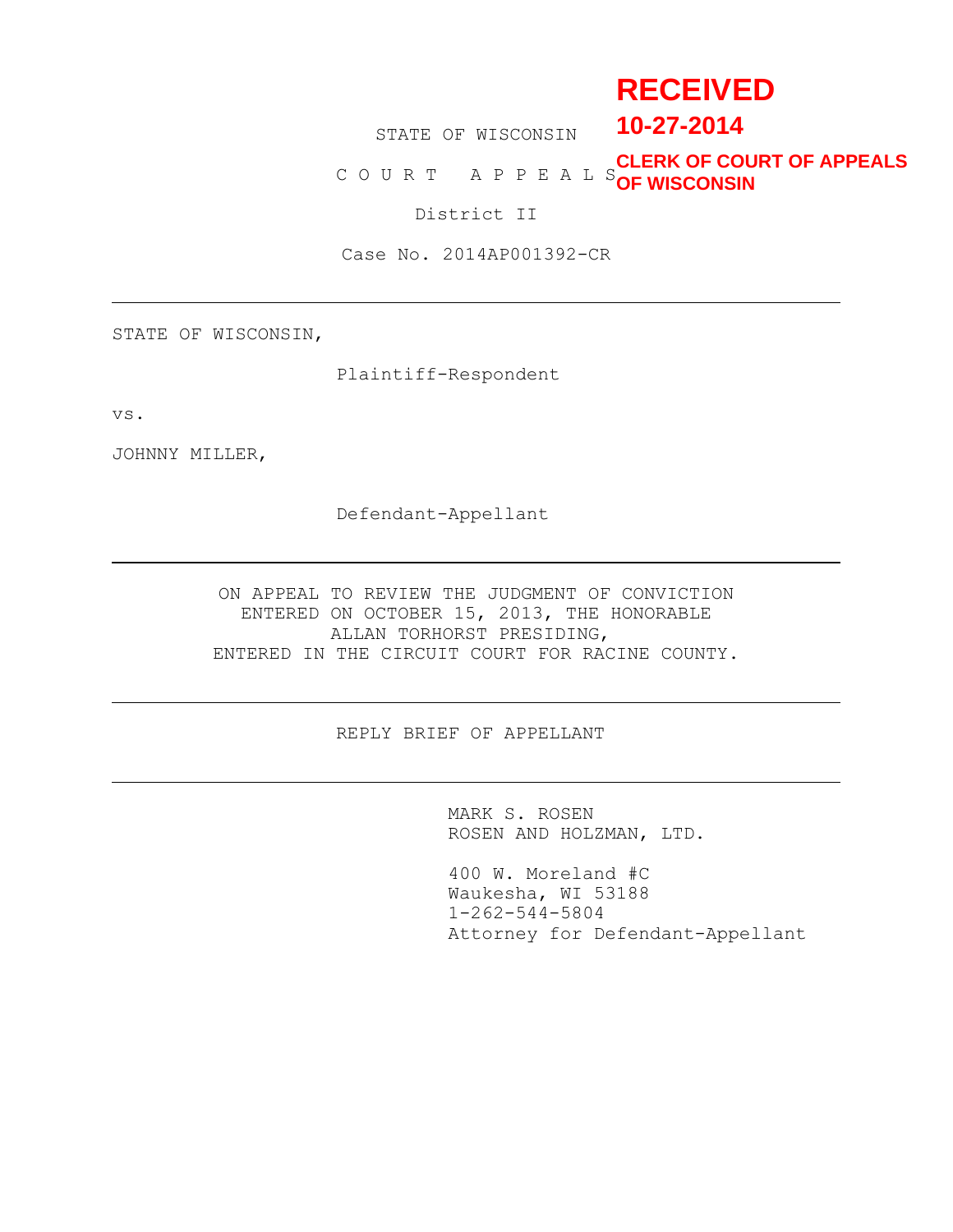**RECEIVED**
**10-27-2014**
**CLERK OF COURT OF APPEALS OF WISCONSIN**

STATE OF WISCONSIN

C O U R T  A P P E A L S

District II

Case No. 2014AP001392-CR

---

STATE OF WISCONSIN,

Plaintiff-Respondent

vs.

JOHNNY MILLER,

Defendant-Appellant

---

ON APPEAL TO REVIEW THE JUDGMENT OF CONVICTION ENTERED ON OCTOBER 15, 2013, THE HONORABLE ALLAN TORHORST PRESIDING, ENTERED IN THE CIRCUIT COURT FOR RACINE COUNTY.

---

REPLY BRIEF OF APPELLANT

---

MARK S. ROSEN
ROSEN AND HOLZMAN, LTD.

400 W. Moreland #C
Waukesha, WI 53188
1-262-544-5804
Attorney for Defendant-Appellant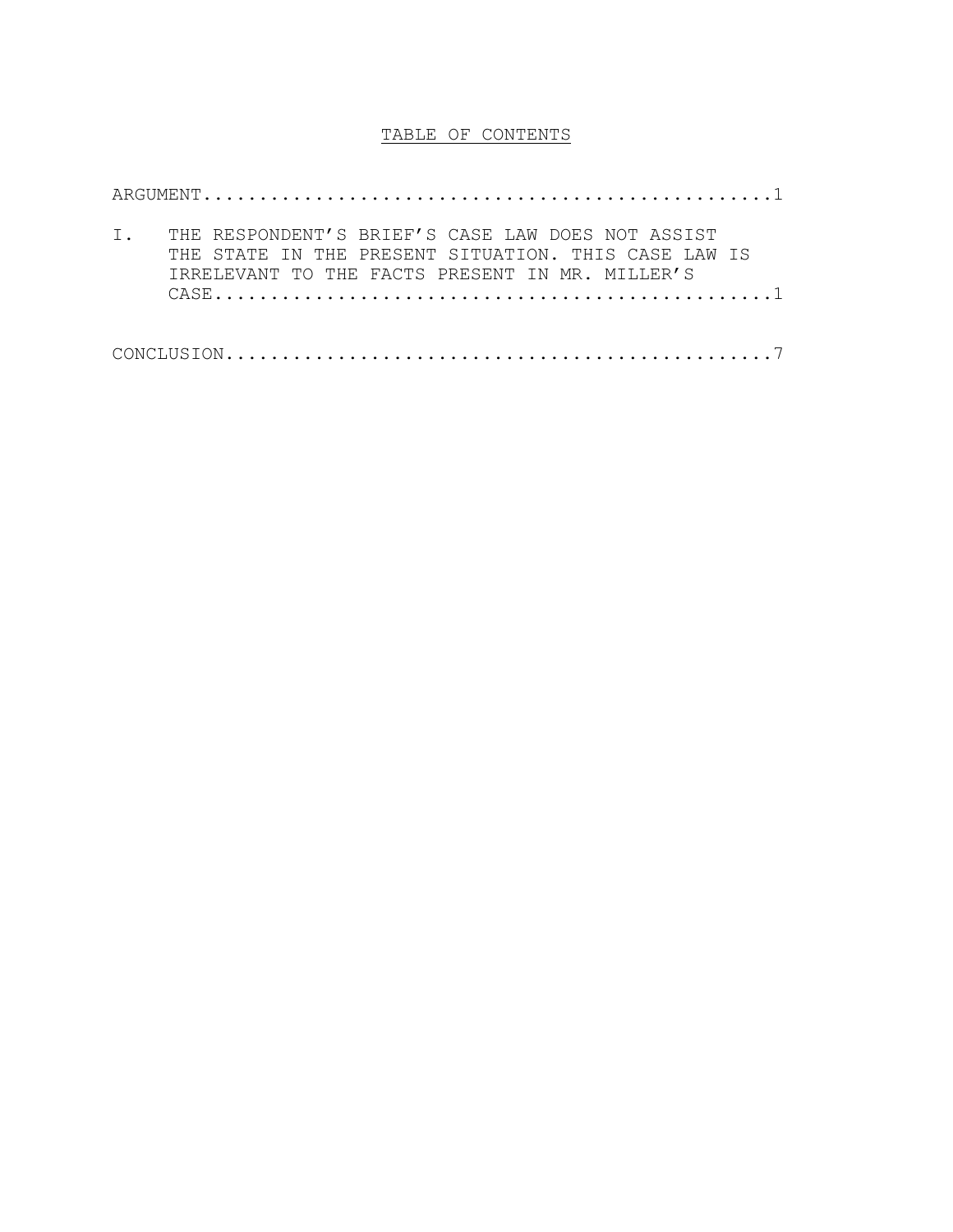# TABLE OF CONTENTS

ARGUMENT....................................................1

I. THE RESPONDENT'S BRIEF'S CASE LAW DOES NOT ASSIST THE STATE IN THE PRESENT SITUATION. THIS CASE LAW IS IRRELEVANT TO THE FACTS PRESENT IN MR. MILLER'S CASE................................................1

CONCLUSION..................................................7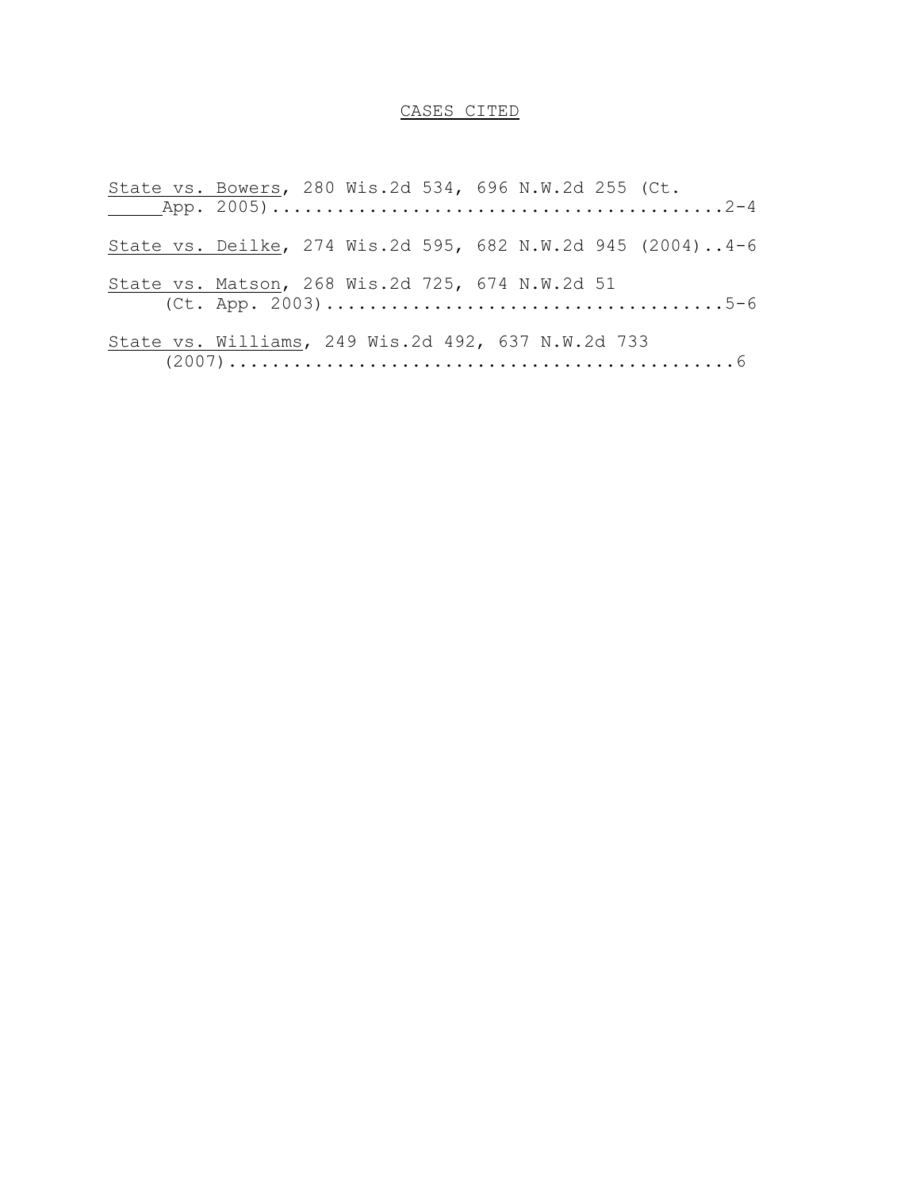# CASES CITED

State vs. Bowers, 280 Wis.2d 534, 696 N.W.2d 255 (Ct. App. 2005)..........................................2-4

State vs. Deilke, 274 Wis.2d 595, 682 N.W.2d 945 (2004)..4-6

State vs. Matson, 268 Wis.2d 725, 674 N.W.2d 51 (Ct. App. 2003)....................................5-6

State vs. Williams, 249 Wis.2d 492, 637 N.W.2d 733 (2007)...............................................6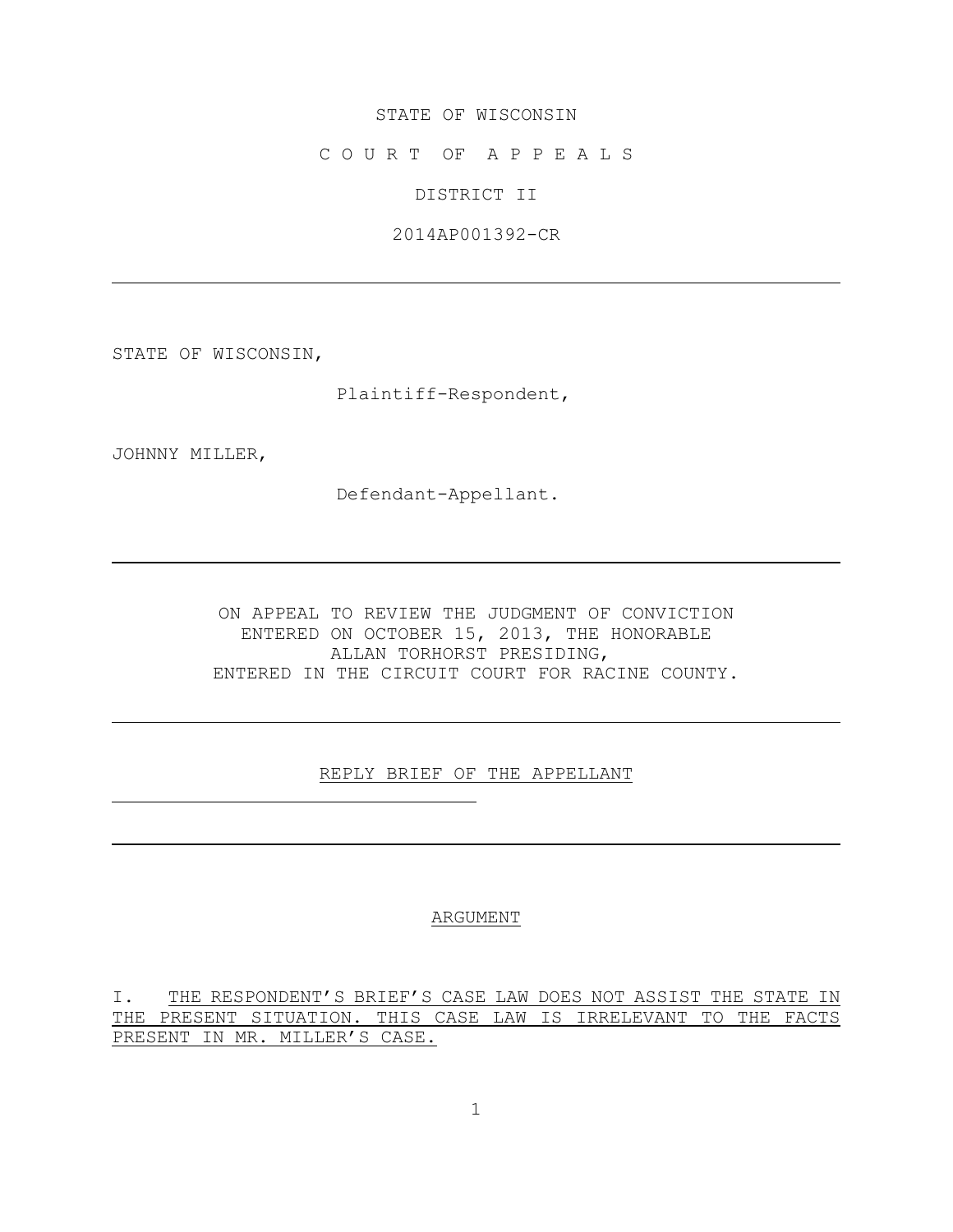STATE OF WISCONSIN

C O U R T  O F  A P P E A L S

DISTRICT II

2014AP001392-CR

---

STATE OF WISCONSIN,

Plaintiff-Respondent,

JOHNNY MILLER,

Defendant-Appellant.

---

ON APPEAL TO REVIEW THE JUDGMENT OF CONVICTION ENTERED ON OCTOBER 15, 2013, THE HONORABLE ALLAN TORHORST PRESIDING, ENTERED IN THE CIRCUIT COURT FOR RACINE COUNTY.

---

REPLY BRIEF OF THE APPELLANT

---

## ARGUMENT

I. THE RESPONDENT'S BRIEF'S CASE LAW DOES NOT ASSIST THE STATE IN THE PRESENT SITUATION. THIS CASE LAW IS IRRELEVANT TO THE FACTS PRESENT IN MR. MILLER'S CASE.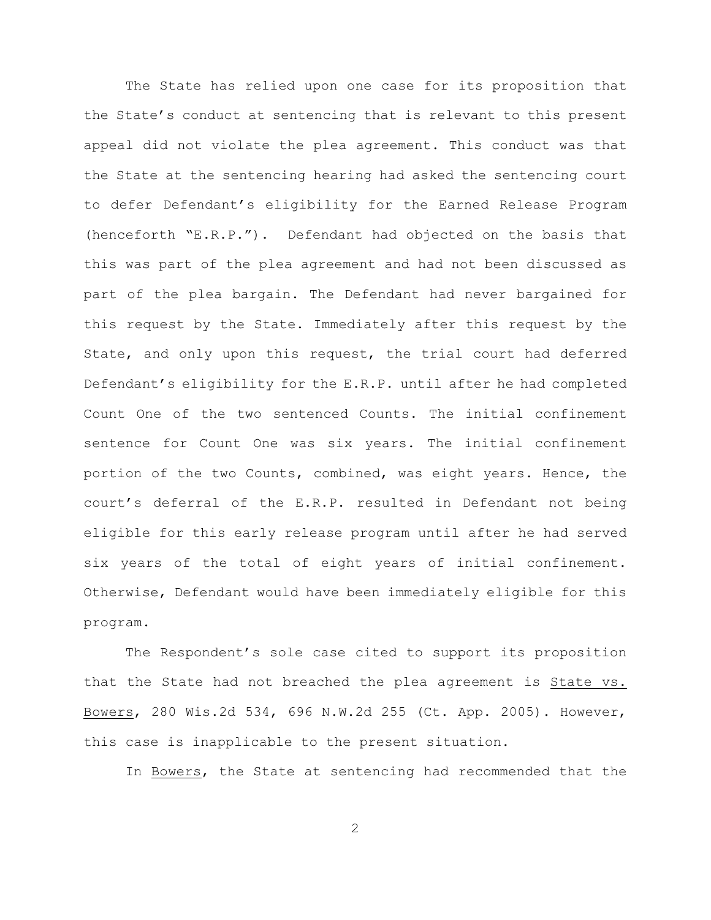The State has relied upon one case for its proposition that the State's conduct at sentencing that is relevant to this present appeal did not violate the plea agreement. This conduct was that the State at the sentencing hearing had asked the sentencing court to defer Defendant's eligibility for the Earned Release Program (henceforth "E.R.P."). Defendant had objected on the basis that this was part of the plea agreement and had not been discussed as part of the plea bargain. The Defendant had never bargained for this request by the State. Immediately after this request by the State, and only upon this request, the trial court had deferred Defendant's eligibility for the E.R.P. until after he had completed Count One of the two sentenced Counts. The initial confinement sentence for Count One was six years. The initial confinement portion of the two Counts, combined, was eight years. Hence, the court's deferral of the E.R.P. resulted in Defendant not being eligible for this early release program until after he had served six years of the total of eight years of initial confinement. Otherwise, Defendant would have been immediately eligible for this program.

The Respondent's sole case cited to support its proposition that the State had not breached the plea agreement is State vs. Bowers, 280 Wis.2d 534, 696 N.W.2d 255 (Ct. App. 2005). However, this case is inapplicable to the present situation.

In Bowers, the State at sentencing had recommended that the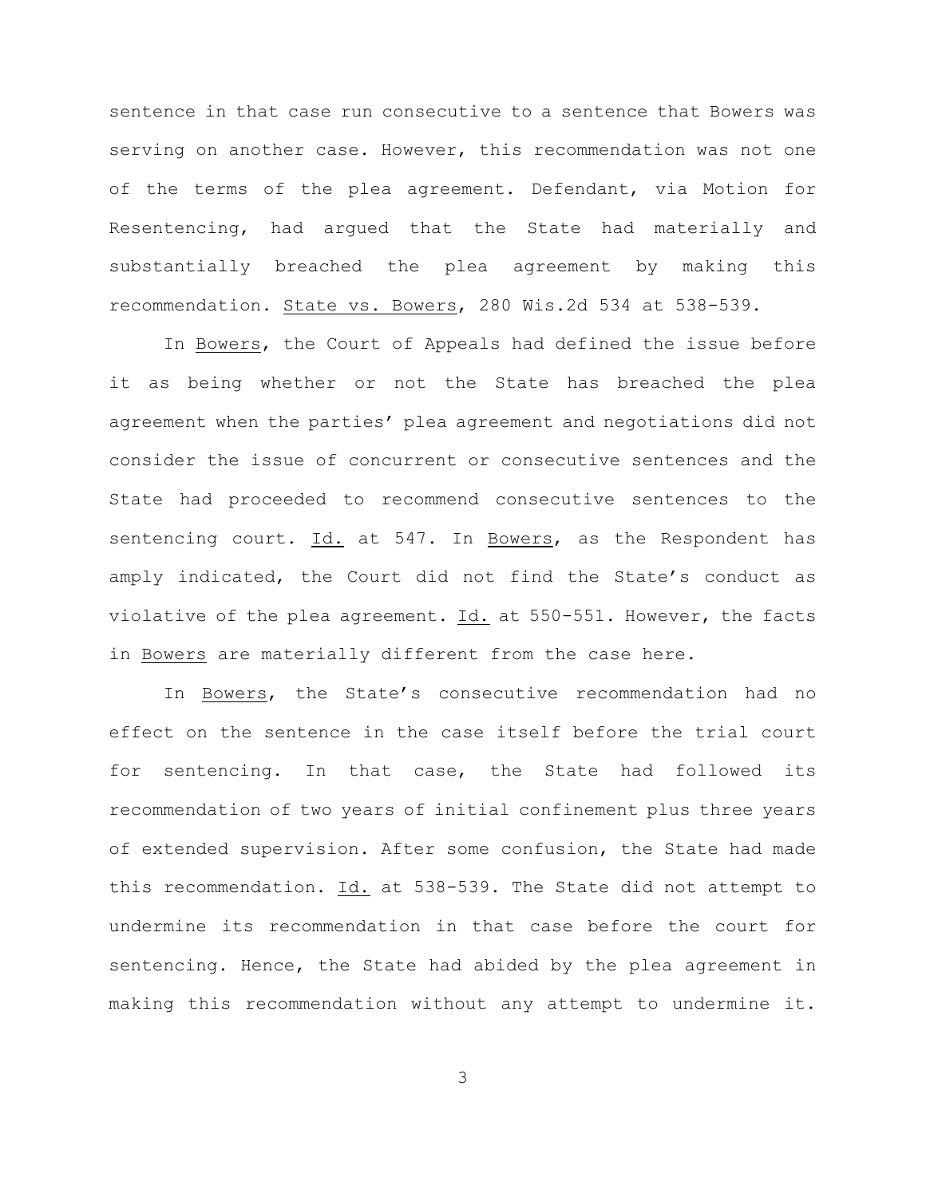sentence in that case run consecutive to a sentence that Bowers was serving on another case. However, this recommendation was not one of the terms of the plea agreement. Defendant, via Motion for Resentencing, had argued that the State had materially and substantially breached the plea agreement by making this recommendation. State vs. Bowers, 280 Wis.2d 534 at 538-539.

In Bowers, the Court of Appeals had defined the issue before it as being whether or not the State has breached the plea agreement when the parties' plea agreement and negotiations did not consider the issue of concurrent or consecutive sentences and the State had proceeded to recommend consecutive sentences to the sentencing court. Id. at 547. In Bowers, as the Respondent has amply indicated, the Court did not find the State's conduct as violative of the plea agreement. Id. at 550-551. However, the facts in Bowers are materially different from the case here.

In Bowers, the State's consecutive recommendation had no effect on the sentence in the case itself before the trial court for sentencing. In that case, the State had followed its recommendation of two years of initial confinement plus three years of extended supervision. After some confusion, the State had made this recommendation. Id. at 538-539. The State did not attempt to undermine its recommendation in that case before the court for sentencing. Hence, the State had abided by the plea agreement in making this recommendation without any attempt to undermine it.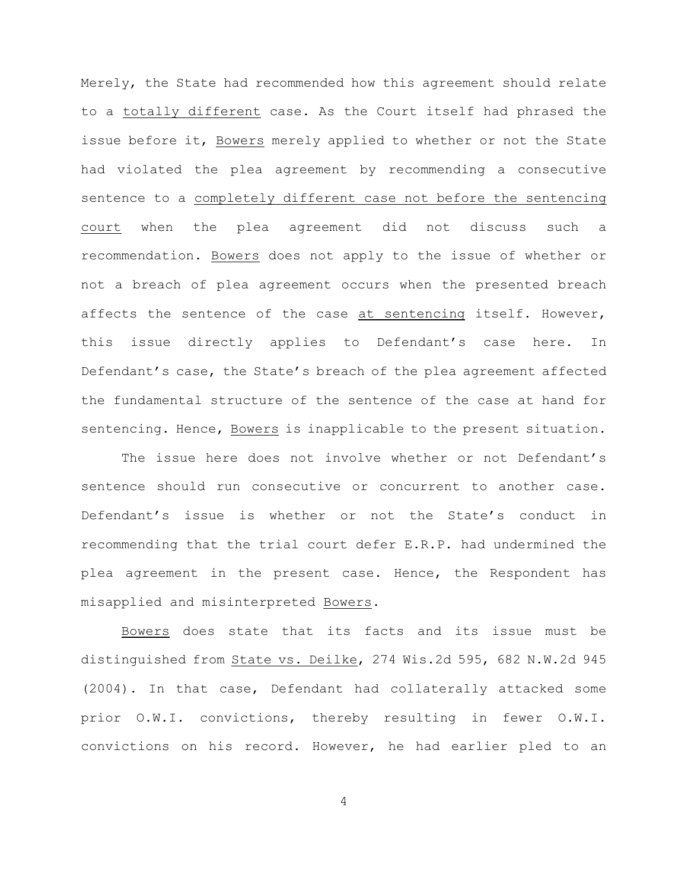Merely, the State had recommended how this agreement should relate to a <u>totally different</u> case. As the Court itself had phrased the issue before it, <u>Bowers</u> merely applied to whether or not the State had violated the plea agreement by recommending a consecutive sentence to a <u>completely different case not before the sentencing court</u> when the plea agreement did not discuss such a recommendation. <u>Bowers</u> does not apply to the issue of whether or not a breach of plea agreement occurs when the presented breach affects the sentence of the case <u>at sentencing</u> itself. However, this issue directly applies to Defendant's case here. In Defendant's case, the State's breach of the plea agreement affected the fundamental structure of the sentence of the case at hand for sentencing. Hence, <u>Bowers</u> is inapplicable to the present situation.

The issue here does not involve whether or not Defendant's sentence should run consecutive or concurrent to another case. Defendant's issue is whether or not the State's conduct in recommending that the trial court defer E.R.P. had undermined the plea agreement in the present case. Hence, the Respondent has misapplied and misinterpreted <u>Bowers</u>.

<u>Bowers</u> does state that its facts and its issue must be distinguished from <u>State vs. Deilke</u>, 274 Wis.2d 595, 682 N.W.2d 945 (2004). In that case, Defendant had collaterally attacked some prior O.W.I. convictions, thereby resulting in fewer O.W.I. convictions on his record. However, he had earlier pled to an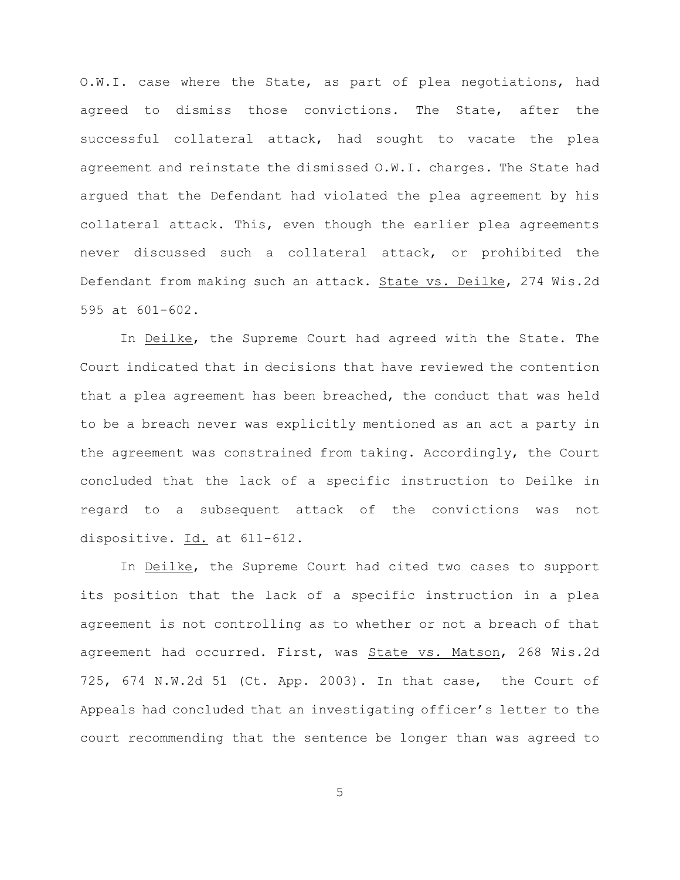O.W.I. case where the State, as part of plea negotiations, had agreed to dismiss those convictions. The State, after the successful collateral attack, had sought to vacate the plea agreement and reinstate the dismissed O.W.I. charges. The State had argued that the Defendant had violated the plea agreement by his collateral attack. This, even though the earlier plea agreements never discussed such a collateral attack, or prohibited the Defendant from making such an attack. <u>State vs. Deilke</u>, 274 Wis.2d 595 at 601-602.

In <u>Deilke</u>, the Supreme Court had agreed with the State. The Court indicated that in decisions that have reviewed the contention that a plea agreement has been breached, the conduct that was held to be a breach never was explicitly mentioned as an act a party in the agreement was constrained from taking. Accordingly, the Court concluded that the lack of a specific instruction to Deilke in regard to a subsequent attack of the convictions was not dispositive. <u>Id.</u> at 611-612.

In <u>Deilke</u>, the Supreme Court had cited two cases to support its position that the lack of a specific instruction in a plea agreement is not controlling as to whether or not a breach of that agreement had occurred. First, was <u>State vs. Matson</u>, 268 Wis.2d 725, 674 N.W.2d 51 (Ct. App. 2003). In that case, the Court of Appeals had concluded that an investigating officer's letter to the court recommending that the sentence be longer than was agreed to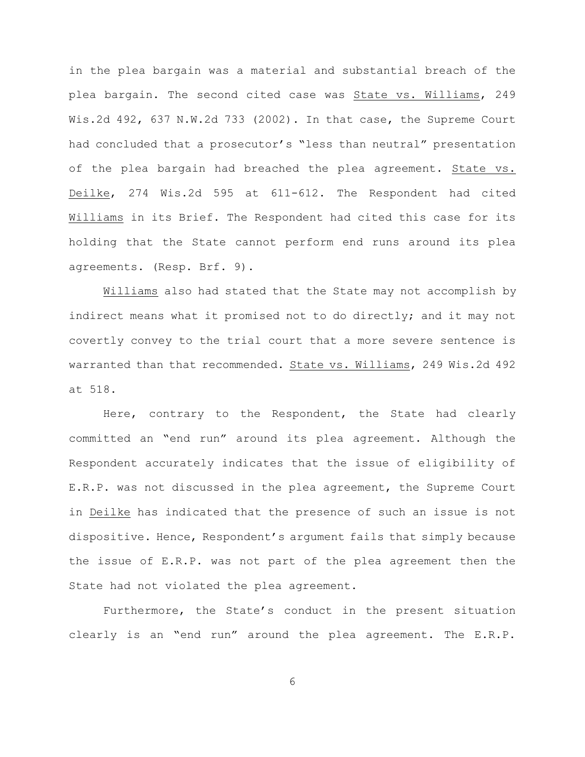in the plea bargain was a material and substantial breach of the plea bargain. The second cited case was State vs. Williams, 249 Wis.2d 492, 637 N.W.2d 733 (2002). In that case, the Supreme Court had concluded that a prosecutor's "less than neutral" presentation of the plea bargain had breached the plea agreement. State vs. Deilke, 274 Wis.2d 595 at 611-612. The Respondent had cited Williams in its Brief. The Respondent had cited this case for its holding that the State cannot perform end runs around its plea agreements. (Resp. Brf. 9).

Williams also had stated that the State may not accomplish by indirect means what it promised not to do directly; and it may not covertly convey to the trial court that a more severe sentence is warranted than that recommended. State vs. Williams, 249 Wis.2d 492 at 518.

Here, contrary to the Respondent, the State had clearly committed an "end run" around its plea agreement. Although the Respondent accurately indicates that the issue of eligibility of E.R.P. was not discussed in the plea agreement, the Supreme Court in Deilke has indicated that the presence of such an issue is not dispositive. Hence, Respondent's argument fails that simply because the issue of E.R.P. was not part of the plea agreement then the State had not violated the plea agreement.

Furthermore, the State's conduct in the present situation clearly is an "end run" around the plea agreement. The E.R.P.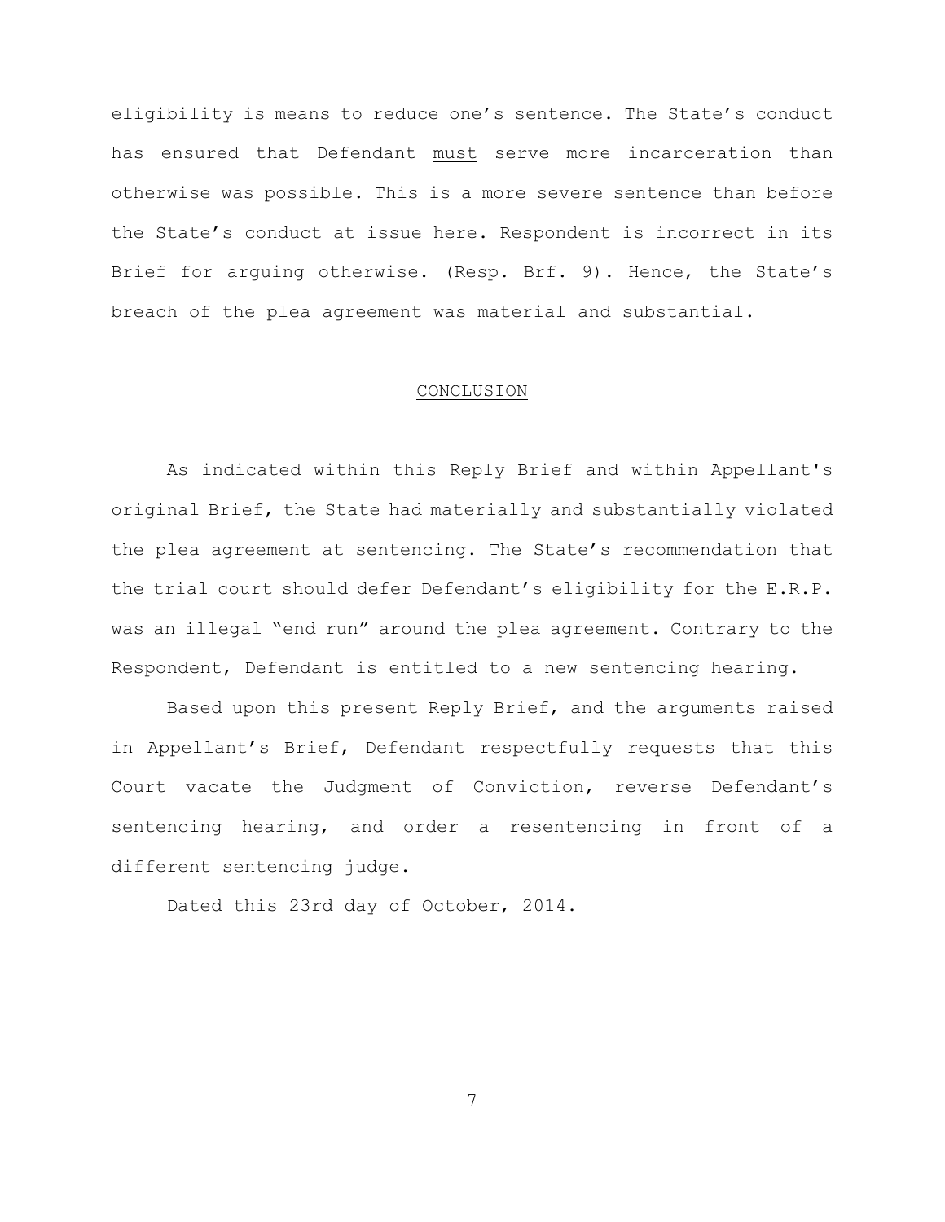eligibility is means to reduce one's sentence. The State's conduct has ensured that Defendant must serve more incarceration than otherwise was possible. This is a more severe sentence than before the State's conduct at issue here. Respondent is incorrect in its Brief for arguing otherwise. (Resp. Brf. 9). Hence, the State's breach of the plea agreement was material and substantial.

## CONCLUSION

As indicated within this Reply Brief and within Appellant's original Brief, the State had materially and substantially violated the plea agreement at sentencing. The State's recommendation that the trial court should defer Defendant's eligibility for the E.R.P. was an illegal "end run" around the plea agreement. Contrary to the Respondent, Defendant is entitled to a new sentencing hearing.

Based upon this present Reply Brief, and the arguments raised in Appellant's Brief, Defendant respectfully requests that this Court vacate the Judgment of Conviction, reverse Defendant's sentencing hearing, and order a resentencing in front of a different sentencing judge.

Dated this 23rd day of October, 2014.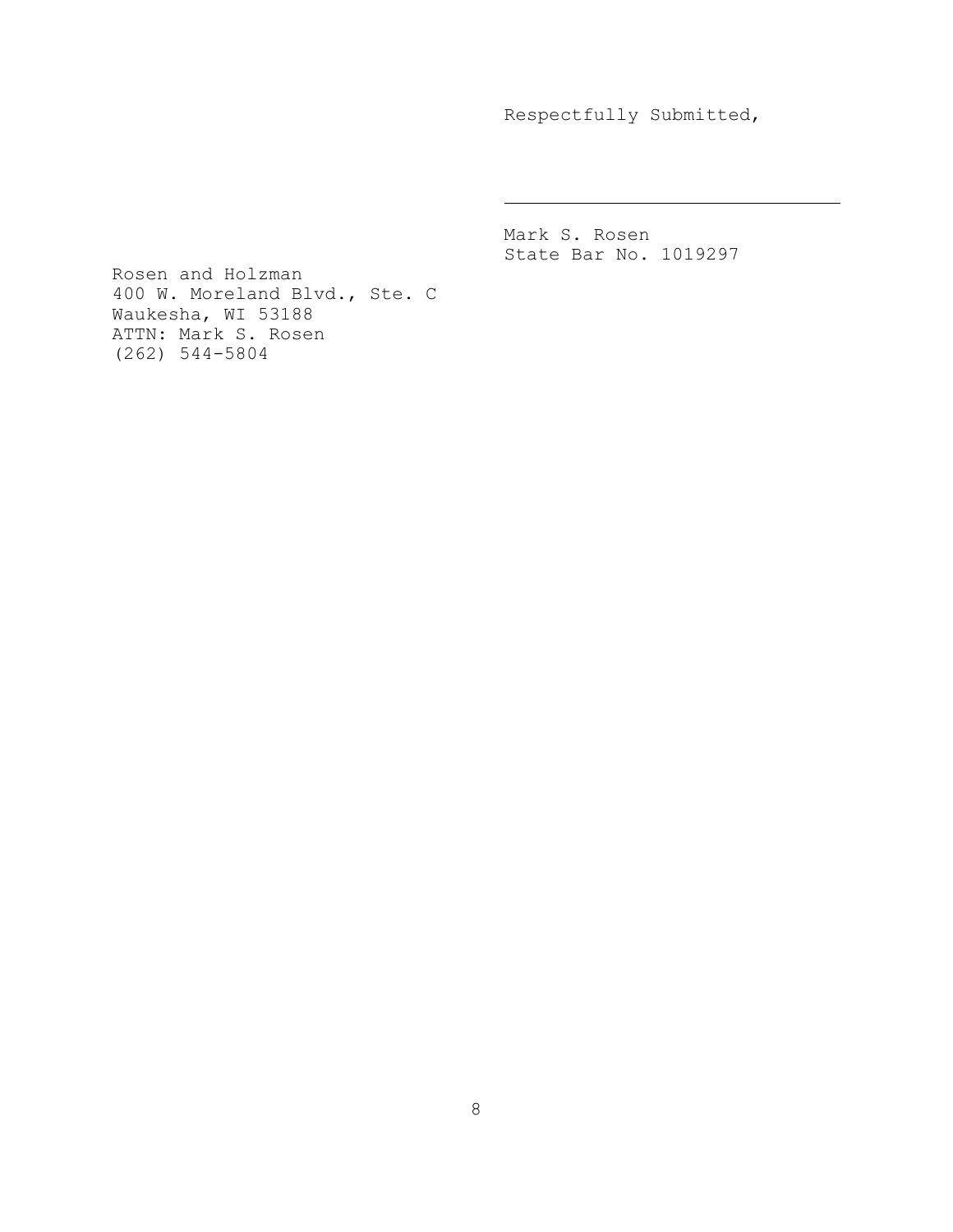Respectfully Submitted,

\_\_\_\_\_\_\_\_\_\_\_\_\_\_\_\_\_\_\_\_\_\_\_\_\_\_\_\_\_\_\_\_\_\_

Mark S. Rosen
State Bar No. 1019297

Rosen and Holzman
400 W. Moreland Blvd., Ste. C
Waukesha, WI 53188
ATTN: Mark S. Rosen
(262) 544-5804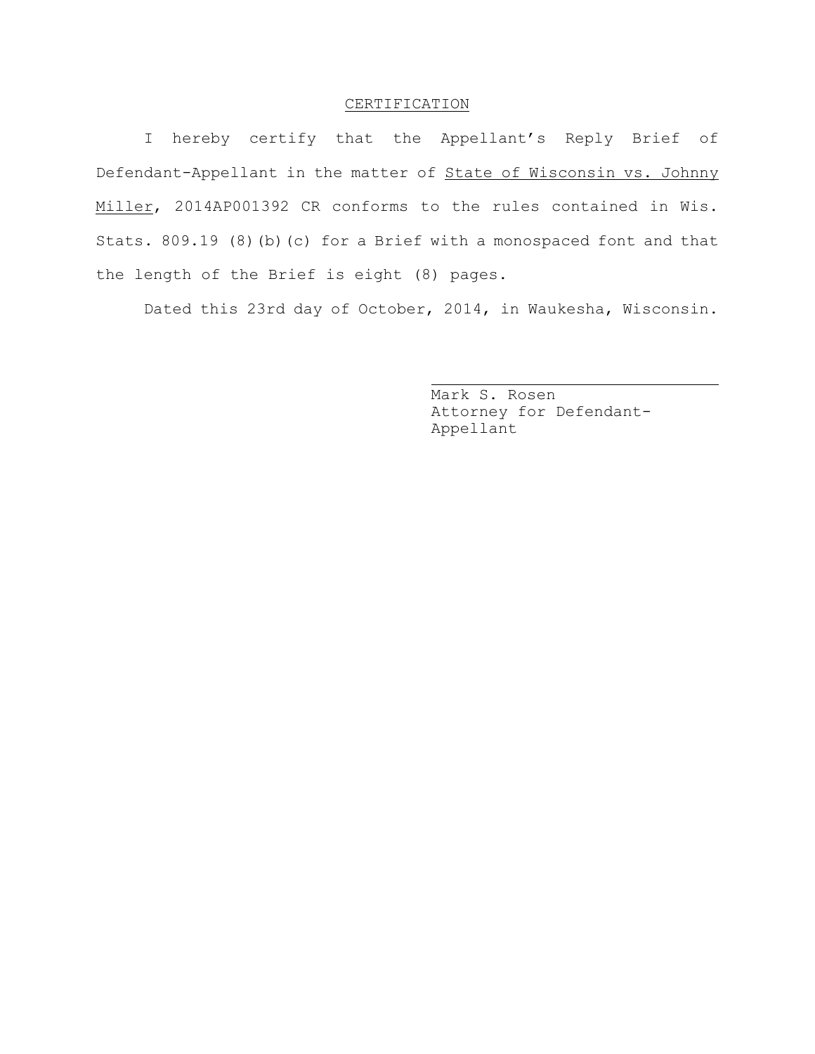## CERTIFICATION

I hereby certify that the Appellant's Reply Brief of Defendant-Appellant in the matter of State of Wisconsin vs. Johnny Miller, 2014AP001392 CR conforms to the rules contained in Wis. Stats. 809.19 (8)(b)(c) for a Brief with a monospaced font and that the length of the Brief is eight (8) pages.

Dated this 23rd day of October, 2014, in Waukesha, Wisconsin.

Mark S. Rosen
Attorney for Defendant-Appellant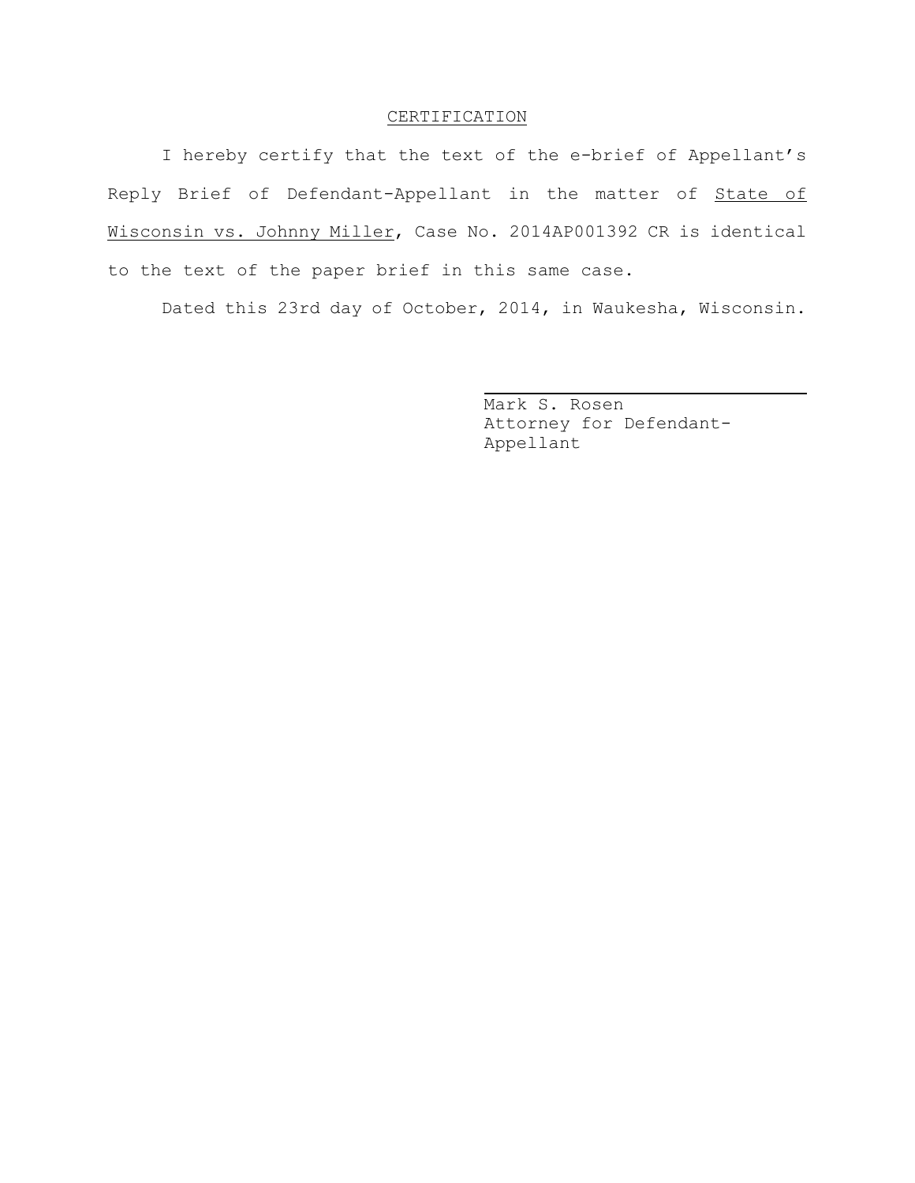# CERTIFICATION

I hereby certify that the text of the e-brief of Appellant's Reply Brief of Defendant-Appellant in the matter of State of Wisconsin vs. Johnny Miller, Case No. 2014AP001392 CR is identical to the text of the paper brief in this same case.

Dated this 23rd day of October, 2014, in Waukesha, Wisconsin.

Mark S. Rosen
Attorney for Defendant-Appellant